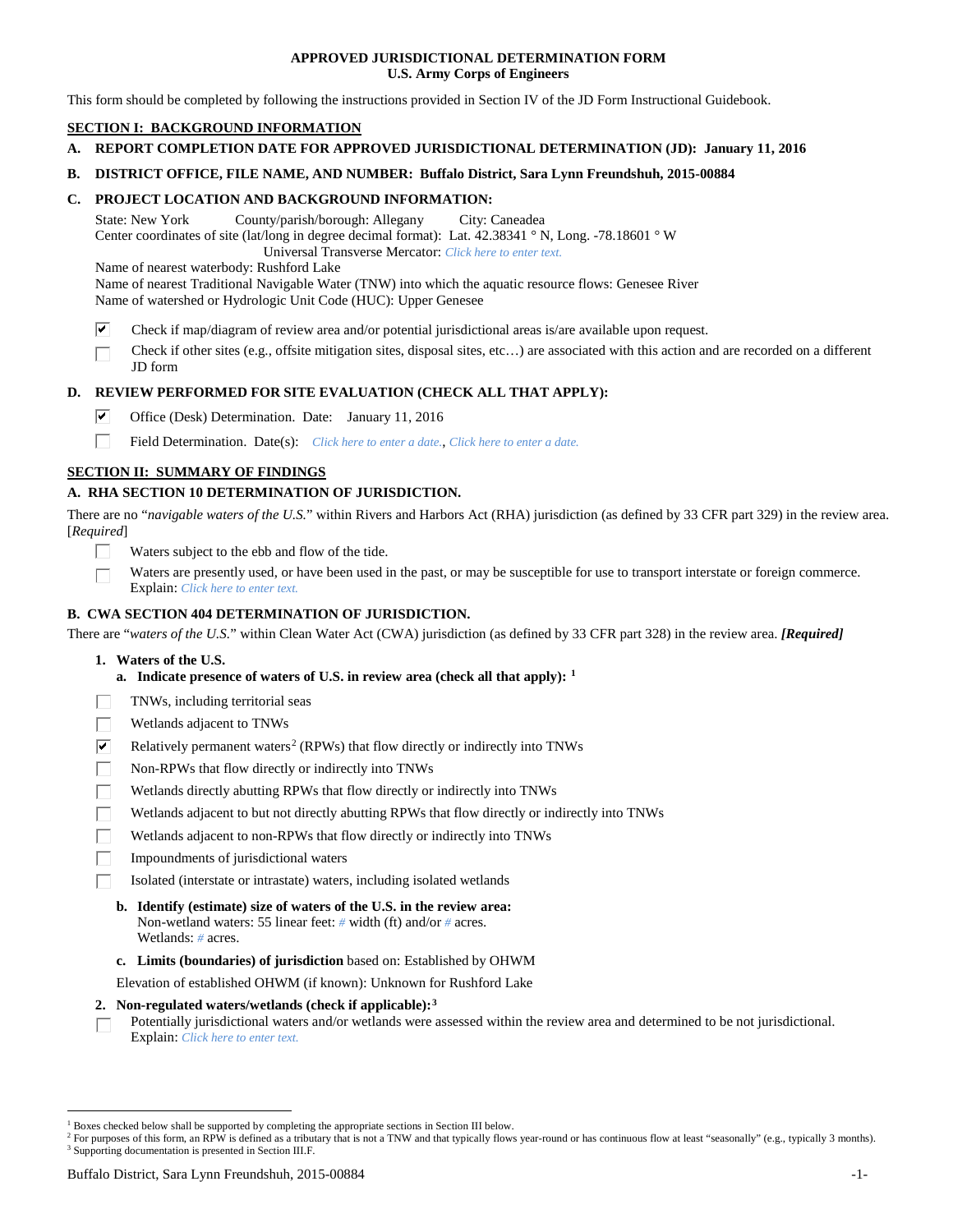# APPROVED JURISDICTIONAL DETERMINATION FORM
## U.S. Army Corps of Engineers

This form should be completed by following the instructions provided in Section IV of the JD Form Instructional Guidebook.

## SECTION I: BACKGROUND INFORMATION

**A. REPORT COMPLETION DATE FOR APPROVED JURISDICTIONAL DETERMINATION (JD): January 11, 2016**

**B. DISTRICT OFFICE, FILE NAME, AND NUMBER: Buffalo District, Sara Lynn Freundshuh, 2015-00884**

**C. PROJECT LOCATION AND BACKGROUND INFORMATION:**

State: New York County/parish/borough: Allegany City: Caneadea
Center coordinates of site (lat/long in degree decimal format): Lat. 42.38341 ° N, Long. -78.18601 ° W
Universal Transverse Mercator: *Click here to enter text.*
Name of nearest waterbody: Rushford Lake
Name of nearest Traditional Navigable Water (TNW) into which the aquatic resource flows: Genesee River
Name of watershed or Hydrologic Unit Code (HUC): Upper Genesee

- ☑ Check if map/diagram of review area and/or potential jurisdictional areas is/are available upon request.
- ☐ Check if other sites (e.g., offsite mitigation sites, disposal sites, etc…) are associated with this action and are recorded on a different JD form

**D. REVIEW PERFORMED FOR SITE EVALUATION (CHECK ALL THAT APPLY):**

- ☑ Office (Desk) Determination. Date: January 11, 2016
- ☐ Field Determination. Date(s): *Click here to enter a date.*, *Click here to enter a date.*

## SECTION II: SUMMARY OF FINDINGS

**A. RHA SECTION 10 DETERMINATION OF JURISDICTION.**

There are no "*navigable waters of the U.S.*" within Rivers and Harbors Act (RHA) jurisdiction (as defined by 33 CFR part 329) in the review area. [*Required*]

- ☐ Waters subject to the ebb and flow of the tide.
- ☐ Waters are presently used, or have been used in the past, or may be susceptible for use to transport interstate or foreign commerce. Explain: *Click here to enter text.*

**B. CWA SECTION 404 DETERMINATION OF JURISDICTION.**

There are "*waters of the U.S.*" within Clean Water Act (CWA) jurisdiction (as defined by 33 CFR part 328) in the review area. ***[Required]***

**1. Waters of the U.S.**

**a. Indicate presence of waters of U.S. in review area (check all that apply):** [1]

- ☐ TNWs, including territorial seas
- ☐ Wetlands adjacent to TNWs
- ☑ Relatively permanent waters[2] (RPWs) that flow directly or indirectly into TNWs
- ☐ Non-RPWs that flow directly or indirectly into TNWs
- ☐ Wetlands directly abutting RPWs that flow directly or indirectly into TNWs
- ☐ Wetlands adjacent to but not directly abutting RPWs that flow directly or indirectly into TNWs
- ☐ Wetlands adjacent to non-RPWs that flow directly or indirectly into TNWs
- ☐ Impoundments of jurisdictional waters
- ☐ Isolated (interstate or intrastate) waters, including isolated wetlands

**b. Identify (estimate) size of waters of the U.S. in the review area:**
Non-wetland waters: 55 linear feet: # width (ft) and/or # acres.
Wetlands: # acres.

**c. Limits (boundaries) of jurisdiction** based on: Established by OHWM

Elevation of established OHWM (if known): Unknown for Rushford Lake

**2. Non-regulated waters/wetlands (check if applicable):**[3]

- ☐ Potentially jurisdictional waters and/or wetlands were assessed within the review area and determined to be not jurisdictional. Explain: *Click here to enter text.*

---

[1] Boxes checked below shall be supported by completing the appropriate sections in Section III below.
[2] For purposes of this form, an RPW is defined as a tributary that is not a TNW and that typically flows year-round or has continuous flow at least "seasonally" (e.g., typically 3 months).
[3] Supporting documentation is presented in Section III.F.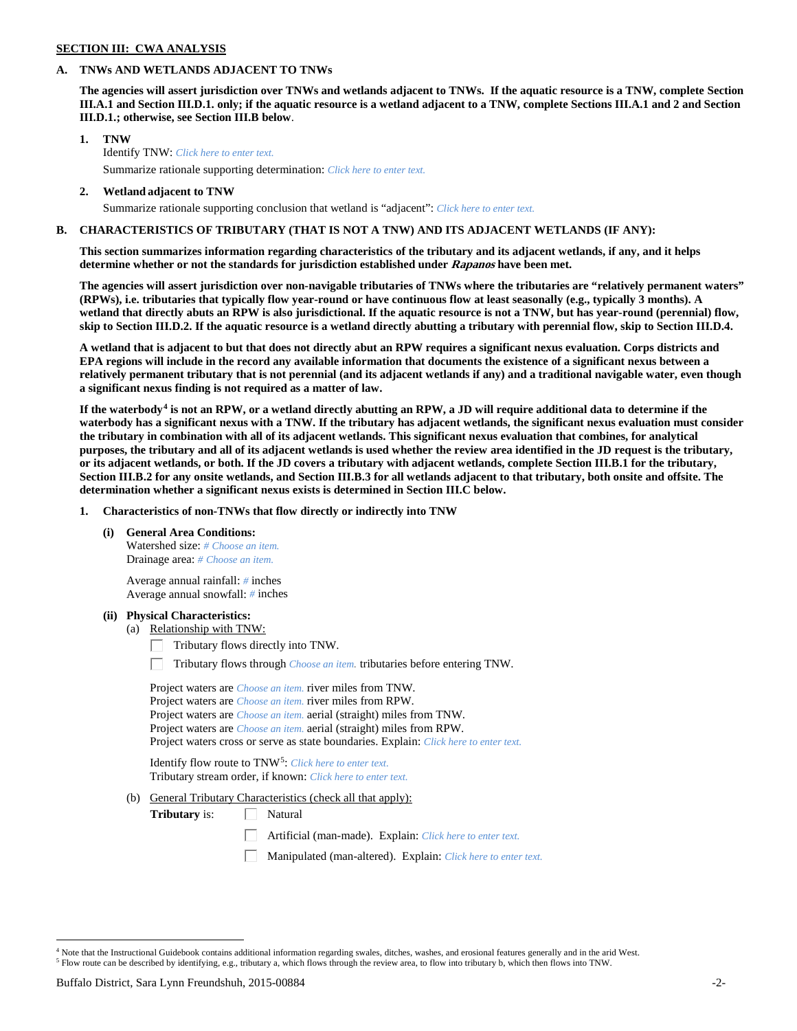## SECTION III: CWA ANALYSIS

### A. TNWs AND WETLANDS ADJACENT TO TNWs

**The agencies will assert jurisdiction over TNWs and wetlands adjacent to TNWs. If the aquatic resource is a TNW, complete Section III.A.1 and Section III.D.1. only; if the aquatic resource is a wetland adjacent to a TNW, complete Sections III.A.1 and 2 and Section III.D.1.; otherwise, see Section III.B below.**

1. **TNW**
   Identify TNW: *Click here to enter text.*
   Summarize rationale supporting determination: *Click here to enter text.*

2. **Wetland adjacent to TNW**
   Summarize rationale supporting conclusion that wetland is "adjacent": *Click here to enter text.*

### B. CHARACTERISTICS OF TRIBUTARY (THAT IS NOT A TNW) AND ITS ADJACENT WETLANDS (IF ANY):

**This section summarizes information regarding characteristics of the tributary and its adjacent wetlands, if any, and it helps determine whether or not the standards for jurisdiction established under *Rapanos* have been met.**

**The agencies will assert jurisdiction over non-navigable tributaries of TNWs where the tributaries are "relatively permanent waters" (RPWs), i.e. tributaries that typically flow year-round or have continuous flow at least seasonally (e.g., typically 3 months). A wetland that directly abuts an RPW is also jurisdictional. If the aquatic resource is not a TNW, but has year-round (perennial) flow, skip to Section III.D.2. If the aquatic resource is a wetland directly abutting a tributary with perennial flow, skip to Section III.D.4.**

**A wetland that is adjacent to but that does not directly abut an RPW requires a significant nexus evaluation. Corps districts and EPA regions will include in the record any available information that documents the existence of a significant nexus between a relatively permanent tributary that is not perennial (and its adjacent wetlands if any) and a traditional navigable water, even though a significant nexus finding is not required as a matter of law.**

**If the waterbody[4] is not an RPW, or a wetland directly abutting an RPW, a JD will require additional data to determine if the waterbody has a significant nexus with a TNW. If the tributary has adjacent wetlands, the significant nexus evaluation must consider the tributary in combination with all of its adjacent wetlands. This significant nexus evaluation that combines, for analytical purposes, the tributary and all of its adjacent wetlands is used whether the review area identified in the JD request is the tributary, or its adjacent wetlands, or both. If the JD covers a tributary with adjacent wetlands, complete Section III.B.1 for the tributary, Section III.B.2 for any onsite wetlands, and Section III.B.3 for all wetlands adjacent to that tributary, both onsite and offsite. The determination whether a significant nexus exists is determined in Section III.C below.**

1. **Characteristics of non-TNWs that flow directly or indirectly into TNW**

   **(i) General Area Conditions:**
   Watershed size: *# Choose an item.*
   Drainage area: *# Choose an item.*

   Average annual rainfall: *#* inches
   Average annual snowfall: *#* inches

   **(ii) Physical Characteristics:**
   (a) Relationship with TNW:
   ☐ Tributary flows directly into TNW.
   ☐ Tributary flows through *Choose an item.* tributaries before entering TNW.

   Project waters are *Choose an item.* river miles from TNW.
   Project waters are *Choose an item.* river miles from RPW.
   Project waters are *Choose an item.* aerial (straight) miles from TNW.
   Project waters are *Choose an item.* aerial (straight) miles from RPW.
   Project waters cross or serve as state boundaries. Explain: *Click here to enter text.*

   Identify flow route to TNW[5]: *Click here to enter text.*
   Tributary stream order, if known: *Click here to enter text.*

   (b) General Tributary Characteristics (check all that apply):
   **Tributary** is: ☐ Natural
   ☐ Artificial (man-made). Explain: *Click here to enter text.*
   ☐ Manipulated (man-altered). Explain: *Click here to enter text.*

---

[4] Note that the Instructional Guidebook contains additional information regarding swales, ditches, washes, and erosional features generally and in the arid West.
[5] Flow route can be described by identifying, e.g., tributary a, which flows through the review area, to flow into tributary b, which then flows into TNW.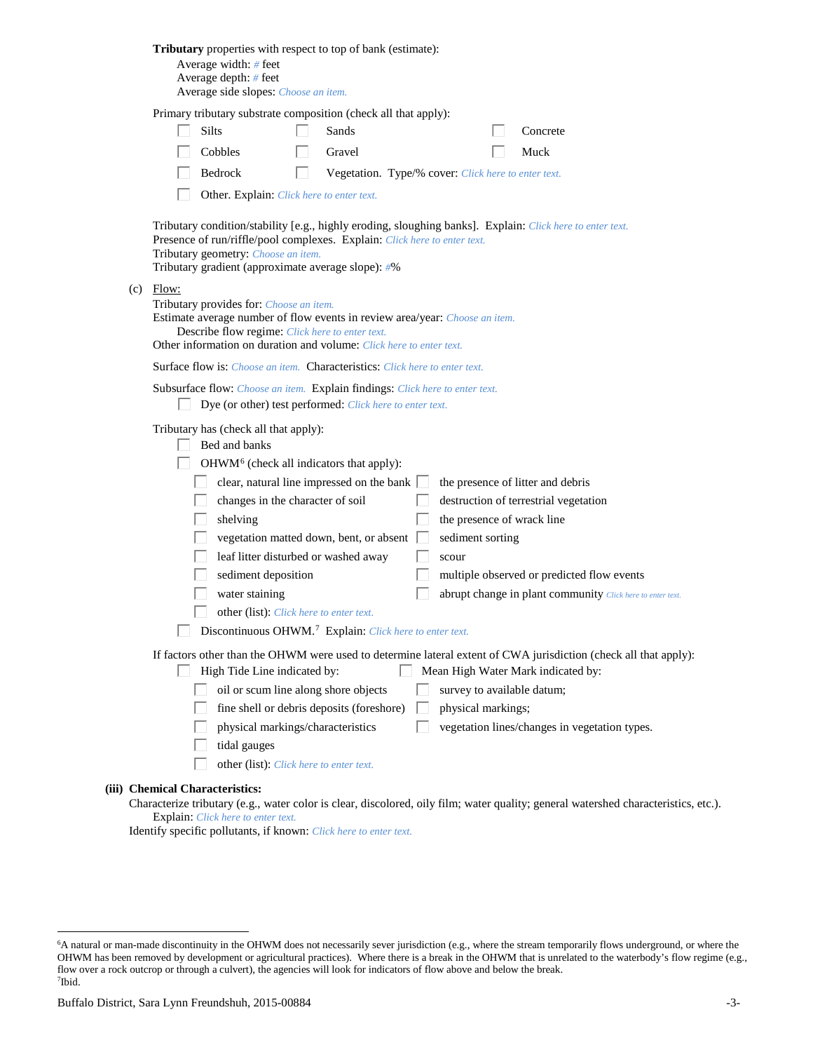**Tributary** properties with respect to top of bank (estimate):

Average width: # feet
Average depth: # feet
Average side slopes: Choose an item.

Primary tributary substrate composition (check all that apply):

☐ Silts ☐ Sands ☐ Concrete
☐ Cobbles ☐ Gravel ☐ Muck
☐ Bedrock ☐ Vegetation. Type/% cover: Click here to enter text.
☐ Other. Explain: Click here to enter text.

Tributary condition/stability [e.g., highly eroding, sloughing banks]. Explain: Click here to enter text.
Presence of run/riffle/pool complexes. Explain: Click here to enter text.
Tributary geometry: Choose an item.
Tributary gradient (approximate average slope): #%

(c) Flow:

Tributary provides for: Choose an item.
Estimate average number of flow events in review area/year: Choose an item.
Describe flow regime: Click here to enter text.
Other information on duration and volume: Click here to enter text.

Surface flow is: Choose an item. Characteristics: Click here to enter text.

Subsurface flow: Choose an item. Explain findings: Click here to enter text.
☐ Dye (or other) test performed: Click here to enter text.

Tributary has (check all that apply):

☐ Bed and banks
☐ OHWM[6] (check all indicators that apply):
- ☐ clear, natural line impressed on the bank
- ☐ changes in the character of soil
- ☐ shelving
- ☐ vegetation matted down, bent, or absent
- ☐ leaf litter disturbed or washed away
- ☐ sediment deposition
- ☐ water staining
- ☐ other (list): Click here to enter text.
- ☐ the presence of litter and debris
- ☐ destruction of terrestrial vegetation
- ☐ the presence of wrack line
- ☐ sediment sorting
- ☐ scour
- ☐ multiple observed or predicted flow events
- ☐ abrupt change in plant community Click here to enter text.

☐ Discontinuous OHWM.[7] Explain: Click here to enter text.

If factors other than the OHWM were used to determine lateral extent of CWA jurisdiction (check all that apply):

☐ High Tide Line indicated by:
- ☐ oil or scum line along shore objects
- ☐ fine shell or debris deposits (foreshore)
- ☐ physical markings/characteristics
- ☐ tidal gauges
- ☐ other (list): Click here to enter text.

☐ Mean High Water Mark indicated by:
- ☐ survey to available datum;
- ☐ physical markings;
- ☐ vegetation lines/changes in vegetation types.

**(iii) Chemical Characteristics:**

Characterize tributary (e.g., water color is clear, discolored, oily film; water quality; general watershed characteristics, etc.).
Explain: Click here to enter text.
Identify specific pollutants, if known: Click here to enter text.

---

[6] A natural or man-made discontinuity in the OHWM does not necessarily sever jurisdiction (e.g., where the stream temporarily flows underground, or where the OHWM has been removed by development or agricultural practices). Where there is a break in the OHWM that is unrelated to the waterbody's flow regime (e.g., flow over a rock outcrop or through a culvert), the agencies will look for indicators of flow above and below the break.
[7] Ibid.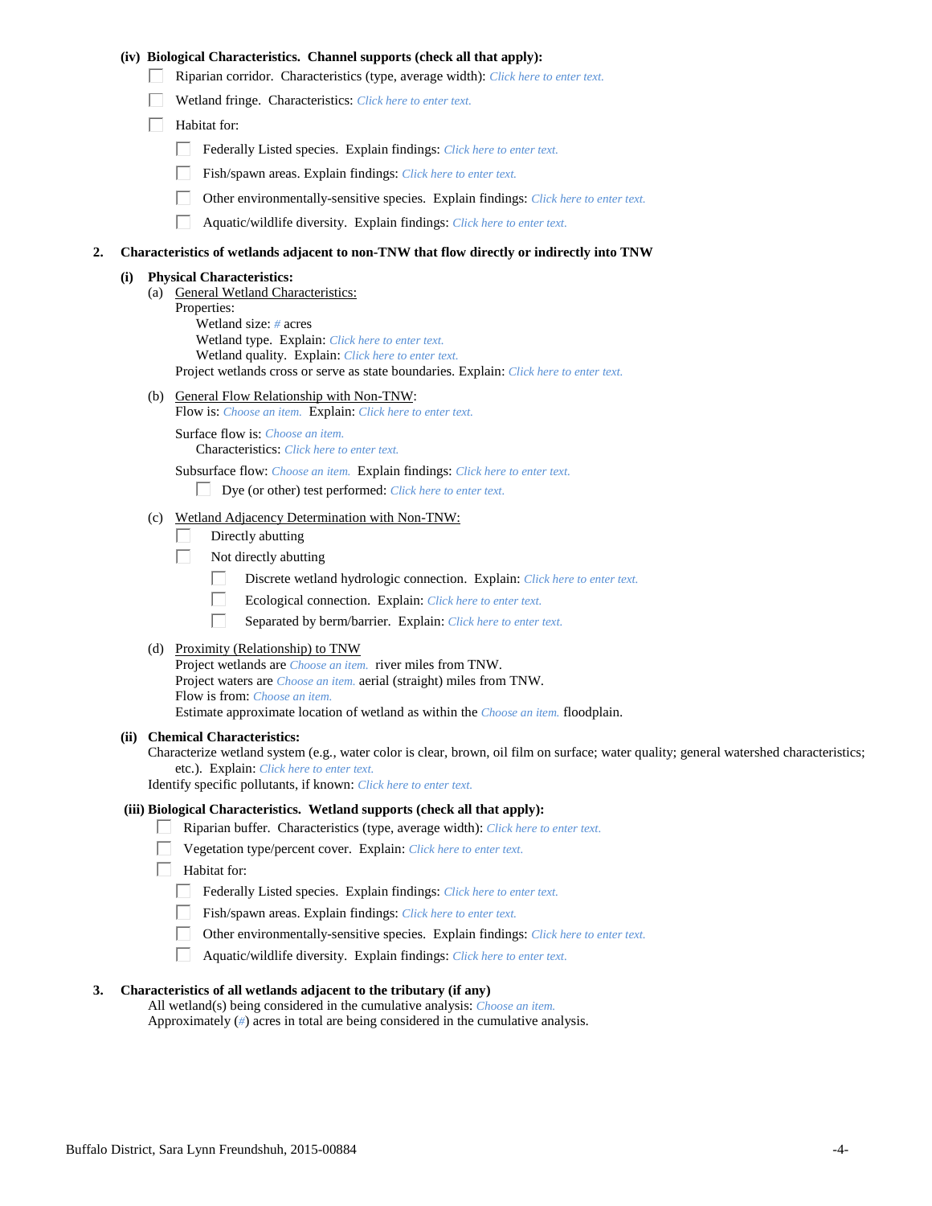**(iv) Biological Characteristics. Channel supports (check all that apply):**

- ☐ Riparian corridor. Characteristics (type, average width): *Click here to enter text.*
- ☐ Wetland fringe. Characteristics: *Click here to enter text.*
- ☐ Habitat for:
  - ☐ Federally Listed species. Explain findings: *Click here to enter text.*
  - ☐ Fish/spawn areas. Explain findings: *Click here to enter text.*
  - ☐ Other environmentally-sensitive species. Explain findings: *Click here to enter text.*
  - ☐ Aquatic/wildlife diversity. Explain findings: *Click here to enter text.*

**2. Characteristics of wetlands adjacent to non-TNW that flow directly or indirectly into TNW**

**(i) Physical Characteristics:**

(a) General Wetland Characteristics:

Properties:

Wetland size: *#* acres

Wetland type. Explain: *Click here to enter text.*

Wetland quality. Explain: *Click here to enter text.*

Project wetlands cross or serve as state boundaries. Explain: *Click here to enter text.*

(b) General Flow Relationship with Non-TNW:

Flow is: *Choose an item.* Explain: *Click here to enter text.*

Surface flow is: *Choose an item.*

Characteristics: *Click here to enter text.*

Subsurface flow: *Choose an item.* Explain findings: *Click here to enter text.*

- ☐ Dye (or other) test performed: *Click here to enter text.*

(c) Wetland Adjacency Determination with Non-TNW:

- ☐ Directly abutting
- ☐ Not directly abutting
  - ☐ Discrete wetland hydrologic connection. Explain: *Click here to enter text.*
  - ☐ Ecological connection. Explain: *Click here to enter text.*
  - ☐ Separated by berm/barrier. Explain: *Click here to enter text.*

(d) Proximity (Relationship) to TNW

Project wetlands are *Choose an item.* river miles from TNW.

Project waters are *Choose an item.* aerial (straight) miles from TNW.

Flow is from: *Choose an item.*

Estimate approximate location of wetland as within the *Choose an item.* floodplain.

**(ii) Chemical Characteristics:**

Characterize wetland system (e.g., water color is clear, brown, oil film on surface; water quality; general watershed characteristics; etc.). Explain: *Click here to enter text.*

Identify specific pollutants, if known: *Click here to enter text.*

**(iii) Biological Characteristics. Wetland supports (check all that apply):**

- ☐ Riparian buffer. Characteristics (type, average width): *Click here to enter text.*
- ☐ Vegetation type/percent cover. Explain: *Click here to enter text.*
- ☐ Habitat for:
  - ☐ Federally Listed species. Explain findings: *Click here to enter text.*
  - ☐ Fish/spawn areas. Explain findings: *Click here to enter text.*
  - ☐ Other environmentally-sensitive species. Explain findings: *Click here to enter text.*
  - ☐ Aquatic/wildlife diversity. Explain findings: *Click here to enter text.*

**3. Characteristics of all wetlands adjacent to the tributary (if any)**

All wetland(s) being considered in the cumulative analysis: *Choose an item.*

Approximately (*#*) acres in total are being considered in the cumulative analysis.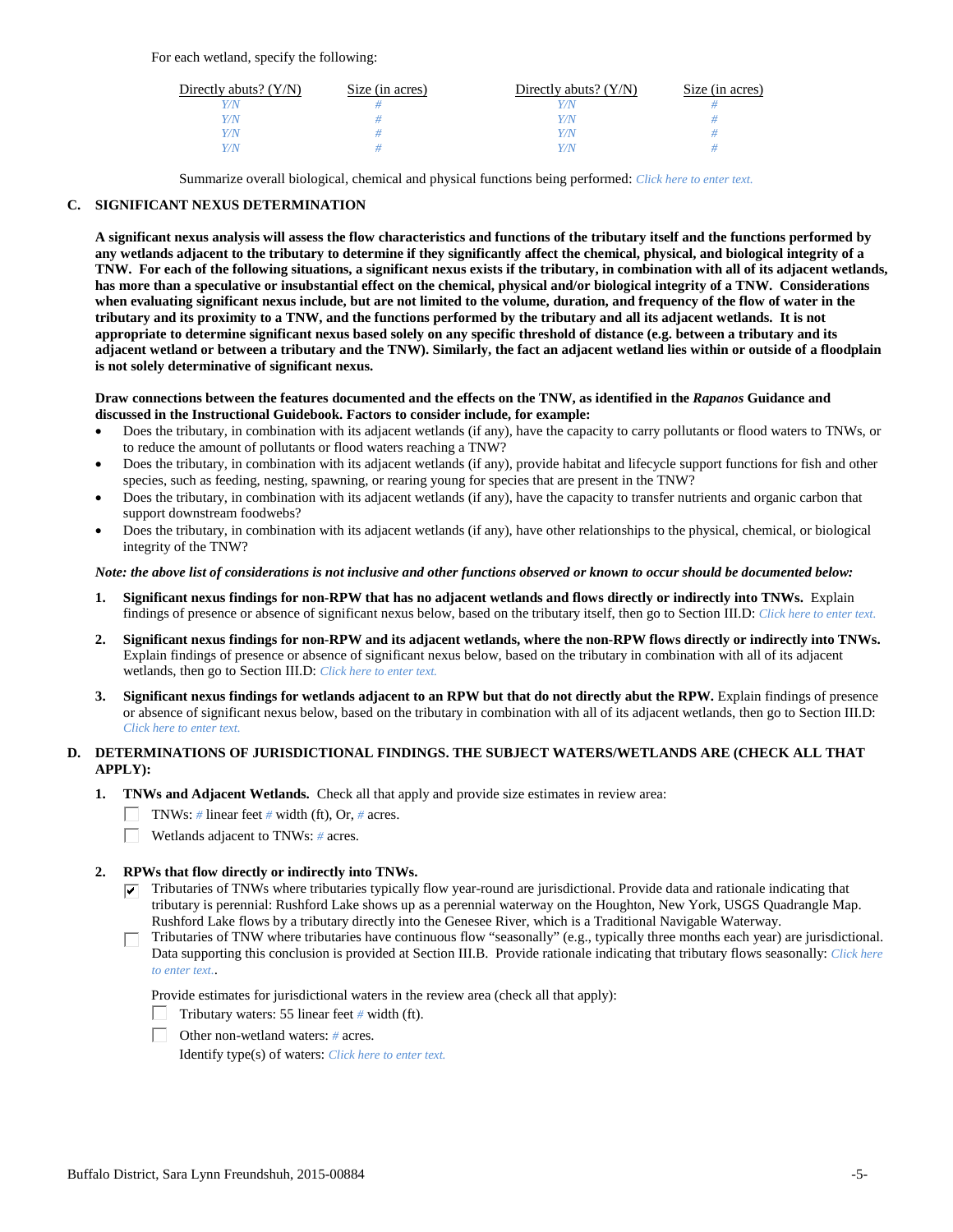For each wetland, specify the following:

| Directly abuts? (Y/N) | Size (in acres) | Directly abuts? (Y/N) | Size (in acres) |
|---|---|---|---|
| Y/N | # | Y/N | # |
| Y/N | # | Y/N | # |
| Y/N | # | Y/N | # |
| Y/N | # | Y/N | # |

Summarize overall biological, chemical and physical functions being performed: Click here to enter text.

## C. SIGNIFICANT NEXUS DETERMINATION

**A significant nexus analysis will assess the flow characteristics and functions of the tributary itself and the functions performed by any wetlands adjacent to the tributary to determine if they significantly affect the chemical, physical, and biological integrity of a TNW. For each of the following situations, a significant nexus exists if the tributary, in combination with all of its adjacent wetlands, has more than a speculative or insubstantial effect on the chemical, physical and/or biological integrity of a TNW. Considerations when evaluating significant nexus include, but are not limited to the volume, duration, and frequency of the flow of water in the tributary and its proximity to a TNW, and the functions performed by the tributary and all its adjacent wetlands. It is not appropriate to determine significant nexus based solely on any specific threshold of distance (e.g. between a tributary and its adjacent wetland or between a tributary and the TNW). Similarly, the fact an adjacent wetland lies within or outside of a floodplain is not solely determinative of significant nexus.**

**Draw connections between the features documented and the effects on the TNW, as identified in the *Rapanos* Guidance and discussed in the Instructional Guidebook. Factors to consider include, for example:**

- Does the tributary, in combination with its adjacent wetlands (if any), have the capacity to carry pollutants or flood waters to TNWs, or to reduce the amount of pollutants or flood waters reaching a TNW?
- Does the tributary, in combination with its adjacent wetlands (if any), provide habitat and lifecycle support functions for fish and other species, such as feeding, nesting, spawning, or rearing young for species that are present in the TNW?
- Does the tributary, in combination with its adjacent wetlands (if any), have the capacity to transfer nutrients and organic carbon that support downstream foodwebs?
- Does the tributary, in combination with its adjacent wetlands (if any), have other relationships to the physical, chemical, or biological integrity of the TNW?

***Note: the above list of considerations is not inclusive and other functions observed or known to occur should be documented below:***

1. **Significant nexus findings for non-RPW that has no adjacent wetlands and flows directly or indirectly into TNWs.** Explain findings of presence or absence of significant nexus below, based on the tributary itself, then go to Section III.D: Click here to enter text.

2. **Significant nexus findings for non-RPW and its adjacent wetlands, where the non-RPW flows directly or indirectly into TNWs.** Explain findings of presence or absence of significant nexus below, based on the tributary in combination with all of its adjacent wetlands, then go to Section III.D: Click here to enter text.

3. **Significant nexus findings for wetlands adjacent to an RPW but that do not directly abut the RPW.** Explain findings of presence or absence of significant nexus below, based on the tributary in combination with all of its adjacent wetlands, then go to Section III.D: Click here to enter text.

## D. DETERMINATIONS OF JURISDICTIONAL FINDINGS. THE SUBJECT WATERS/WETLANDS ARE (CHECK ALL THAT APPLY):

1. **TNWs and Adjacent Wetlands.** Check all that apply and provide size estimates in review area:
   - ☐ TNWs: # linear feet # width (ft), Or, # acres.
   - ☐ Wetlands adjacent to TNWs: # acres.

2. **RPWs that flow directly or indirectly into TNWs.**
   - ☑ Tributaries of TNWs where tributaries typically flow year-round are jurisdictional. Provide data and rationale indicating that tributary is perennial: Rushford Lake shows up as a perennial waterway on the Houghton, New York, USGS Quadrangle Map. Rushford Lake flows by a tributary directly into the Genesee River, which is a Traditional Navigable Waterway.
   - ☐ Tributaries of TNW where tributaries have continuous flow "seasonally" (e.g., typically three months each year) are jurisdictional. Data supporting this conclusion is provided at Section III.B. Provide rationale indicating that tributary flows seasonally: Click here to enter text..

   Provide estimates for jurisdictional waters in the review area (check all that apply):
   - ☐ Tributary waters: 55 linear feet # width (ft).
   - ☐ Other non-wetland waters: # acres.

     Identify type(s) of waters: Click here to enter text.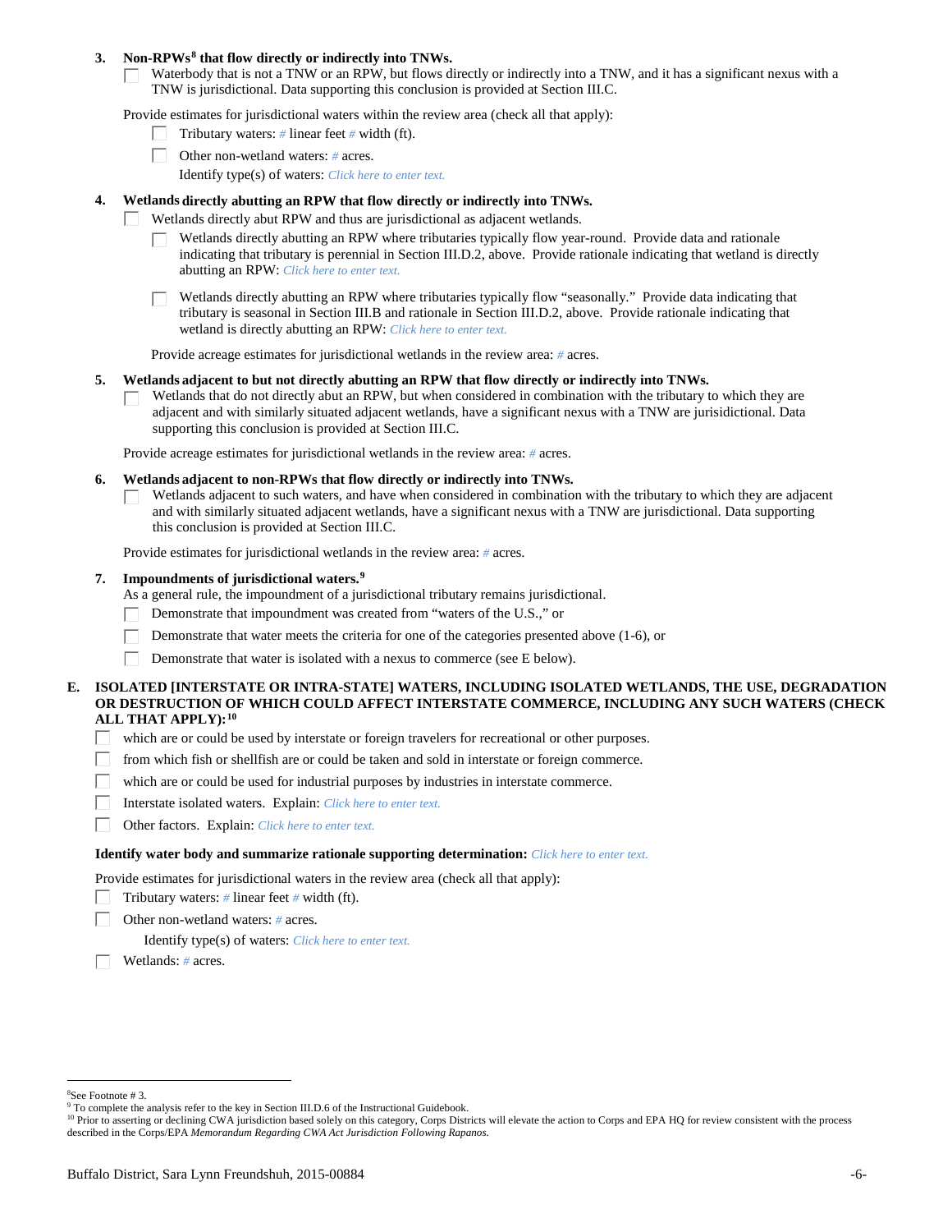3. **Non-RPWs[8] that flow directly or indirectly into TNWs.**

   ☐ Waterbody that is not a TNW or an RPW, but flows directly or indirectly into a TNW, and it has a significant nexus with a TNW is jurisdictional. Data supporting this conclusion is provided at Section III.C.

   Provide estimates for jurisdictional waters within the review area (check all that apply):

   ☐ Tributary waters: # linear feet # width (ft).

   ☐ Other non-wetland waters: # acres.

   Identify type(s) of waters: *Click here to enter text.*

4. **Wetlands directly abutting an RPW that flow directly or indirectly into TNWs.**

   ☐ Wetlands directly abut RPW and thus are jurisdictional as adjacent wetlands.

   ☐ Wetlands directly abutting an RPW where tributaries typically flow year-round. Provide data and rationale indicating that tributary is perennial in Section III.D.2, above. Provide rationale indicating that wetland is directly abutting an RPW: *Click here to enter text.*

   ☐ Wetlands directly abutting an RPW where tributaries typically flow "seasonally." Provide data indicating that tributary is seasonal in Section III.B and rationale in Section III.D.2, above. Provide rationale indicating that wetland is directly abutting an RPW: *Click here to enter text.*

   Provide acreage estimates for jurisdictional wetlands in the review area: # acres.

5. **Wetlands adjacent to but not directly abutting an RPW that flow directly or indirectly into TNWs.**

   ☐ Wetlands that do not directly abut an RPW, but when considered in combination with the tributary to which they are adjacent and with similarly situated adjacent wetlands, have a significant nexus with a TNW are jurisidictional. Data supporting this conclusion is provided at Section III.C.

   Provide acreage estimates for jurisdictional wetlands in the review area: # acres.

6. **Wetlands adjacent to non-RPWs that flow directly or indirectly into TNWs.**

   ☐ Wetlands adjacent to such waters, and have when considered in combination with the tributary to which they are adjacent and with similarly situated adjacent wetlands, have a significant nexus with a TNW are jurisdictional. Data supporting this conclusion is provided at Section III.C.

   Provide estimates for jurisdictional wetlands in the review area: # acres.

7. **Impoundments of jurisdictional waters.[9]**

   As a general rule, the impoundment of a jurisdictional tributary remains jurisdictional.

   ☐ Demonstrate that impoundment was created from "waters of the U.S.," or

   ☐ Demonstrate that water meets the criteria for one of the categories presented above (1-6), or

   ☐ Demonstrate that water is isolated with a nexus to commerce (see E below).

**E. ISOLATED [INTERSTATE OR INTRA-STATE] WATERS, INCLUDING ISOLATED WETLANDS, THE USE, DEGRADATION OR DESTRUCTION OF WHICH COULD AFFECT INTERSTATE COMMERCE, INCLUDING ANY SUCH WATERS (CHECK ALL THAT APPLY):[10]**

☐ which are or could be used by interstate or foreign travelers for recreational or other purposes.

☐ from which fish or shellfish are or could be taken and sold in interstate or foreign commerce.

☐ which are or could be used for industrial purposes by industries in interstate commerce.

☐ Interstate isolated waters. Explain: *Click here to enter text.*

☐ Other factors. Explain: *Click here to enter text.*

**Identify water body and summarize rationale supporting determination:** *Click here to enter text.*

Provide estimates for jurisdictional waters in the review area (check all that apply):

☐ Tributary waters: # linear feet # width (ft).

☐ Other non-wetland waters: # acres.

Identify type(s) of waters: *Click here to enter text.*

☐ Wetlands: # acres.

---

[8] See Footnote # 3.

[9] To complete the analysis refer to the key in Section III.D.6 of the Instructional Guidebook.

[10] Prior to asserting or declining CWA jurisdiction based solely on this category, Corps Districts will elevate the action to Corps and EPA HQ for review consistent with the process described in the Corps/EPA *Memorandum Regarding CWA Act Jurisdiction Following Rapanos.*

Buffalo District, Sara Lynn Freundshuh, 2015-00884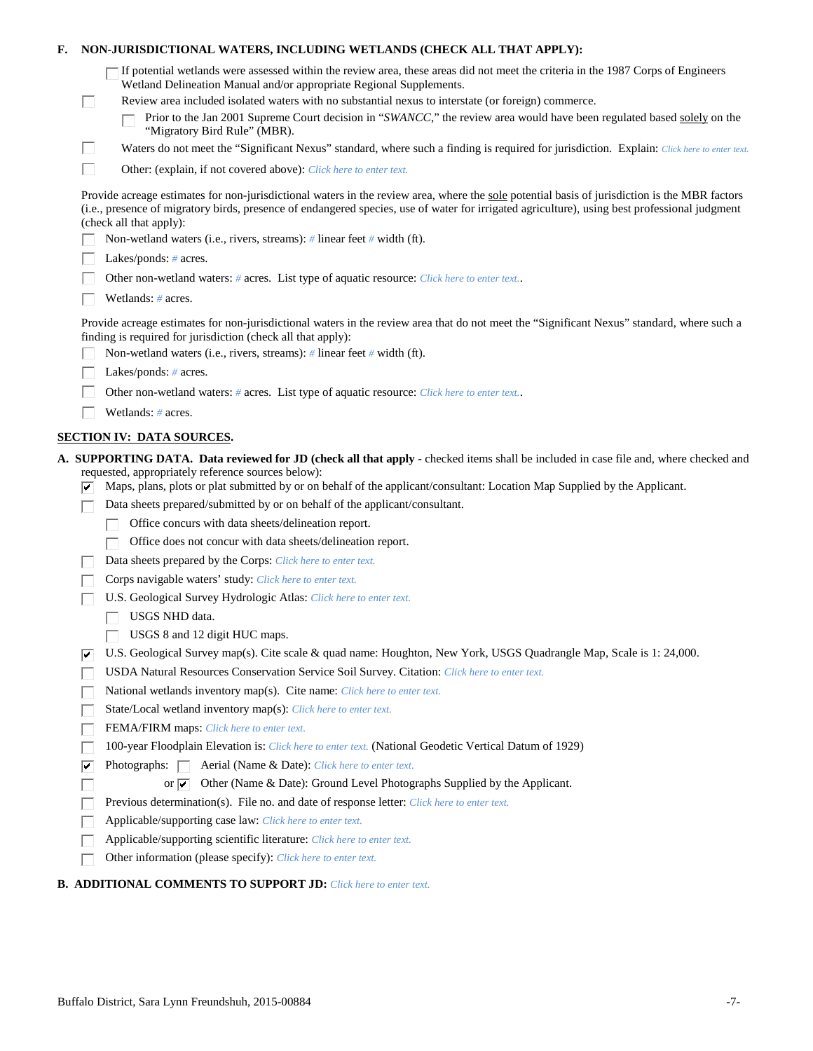**F. NON-JURISDICTIONAL WATERS, INCLUDING WETLANDS (CHECK ALL THAT APPLY):**

- ☐ If potential wetlands were assessed within the review area, these areas did not meet the criteria in the 1987 Corps of Engineers Wetland Delineation Manual and/or appropriate Regional Supplements.
- ☐ Review area included isolated waters with no substantial nexus to interstate (or foreign) commerce.
  - ☐ Prior to the Jan 2001 Supreme Court decision in "*SWANCC*," the review area would have been regulated based solely on the "Migratory Bird Rule" (MBR).
- ☐ Waters do not meet the "Significant Nexus" standard, where such a finding is required for jurisdiction. Explain: *Click here to enter text.*
- ☐ Other: (explain, if not covered above): *Click here to enter text.*

Provide acreage estimates for non-jurisdictional waters in the review area, where the sole potential basis of jurisdiction is the MBR factors (i.e., presence of migratory birds, presence of endangered species, use of water for irrigated agriculture), using best professional judgment (check all that apply):

- ☐ Non-wetland waters (i.e., rivers, streams): *#* linear feet *#* width (ft).
- ☐ Lakes/ponds: *#* acres.
- ☐ Other non-wetland waters: *#* acres. List type of aquatic resource: *Click here to enter text.*.
- ☐ Wetlands: *#* acres.

Provide acreage estimates for non-jurisdictional waters in the review area that do not meet the "Significant Nexus" standard, where such a finding is required for jurisdiction (check all that apply):

- ☐ Non-wetland waters (i.e., rivers, streams): *#* linear feet *#* width (ft).
- ☐ Lakes/ponds: *#* acres.
- ☐ Other non-wetland waters: *#* acres. List type of aquatic resource: *Click here to enter text.*.
- ☐ Wetlands: *#* acres.

## SECTION IV: DATA SOURCES.

**A. SUPPORTING DATA. Data reviewed for JD (check all that apply** - checked items shall be included in case file and, where checked and requested, appropriately reference sources below):

- ☑ Maps, plans, plots or plat submitted by or on behalf of the applicant/consultant: Location Map Supplied by the Applicant.
- ☐ Data sheets prepared/submitted by or on behalf of the applicant/consultant.
  - ☐ Office concurs with data sheets/delineation report.
  - ☐ Office does not concur with data sheets/delineation report.
- ☐ Data sheets prepared by the Corps: *Click here to enter text.*
- ☐ Corps navigable waters' study: *Click here to enter text.*
- ☐ U.S. Geological Survey Hydrologic Atlas: *Click here to enter text.*
  - ☐ USGS NHD data.
  - ☐ USGS 8 and 12 digit HUC maps.
- ☑ U.S. Geological Survey map(s). Cite scale & quad name: Houghton, New York, USGS Quadrangle Map, Scale is 1: 24,000.
- ☐ USDA Natural Resources Conservation Service Soil Survey. Citation: *Click here to enter text.*
- ☐ National wetlands inventory map(s). Cite name: *Click here to enter text.*
- ☐ State/Local wetland inventory map(s): *Click here to enter text.*
- ☐ FEMA/FIRM maps: *Click here to enter text.*
- ☐ 100-year Floodplain Elevation is: *Click here to enter text.* (National Geodetic Vertical Datum of 1929)
- ☑ Photographs: ☐ Aerial (Name & Date): *Click here to enter text.*
- ☐ or ☑ Other (Name & Date): Ground Level Photographs Supplied by the Applicant.
- ☐ Previous determination(s). File no. and date of response letter: *Click here to enter text.*
- ☐ Applicable/supporting case law: *Click here to enter text.*
- ☐ Applicable/supporting scientific literature: *Click here to enter text.*
- ☐ Other information (please specify): *Click here to enter text.*

**B. ADDITIONAL COMMENTS TO SUPPORT JD:** *Click here to enter text.*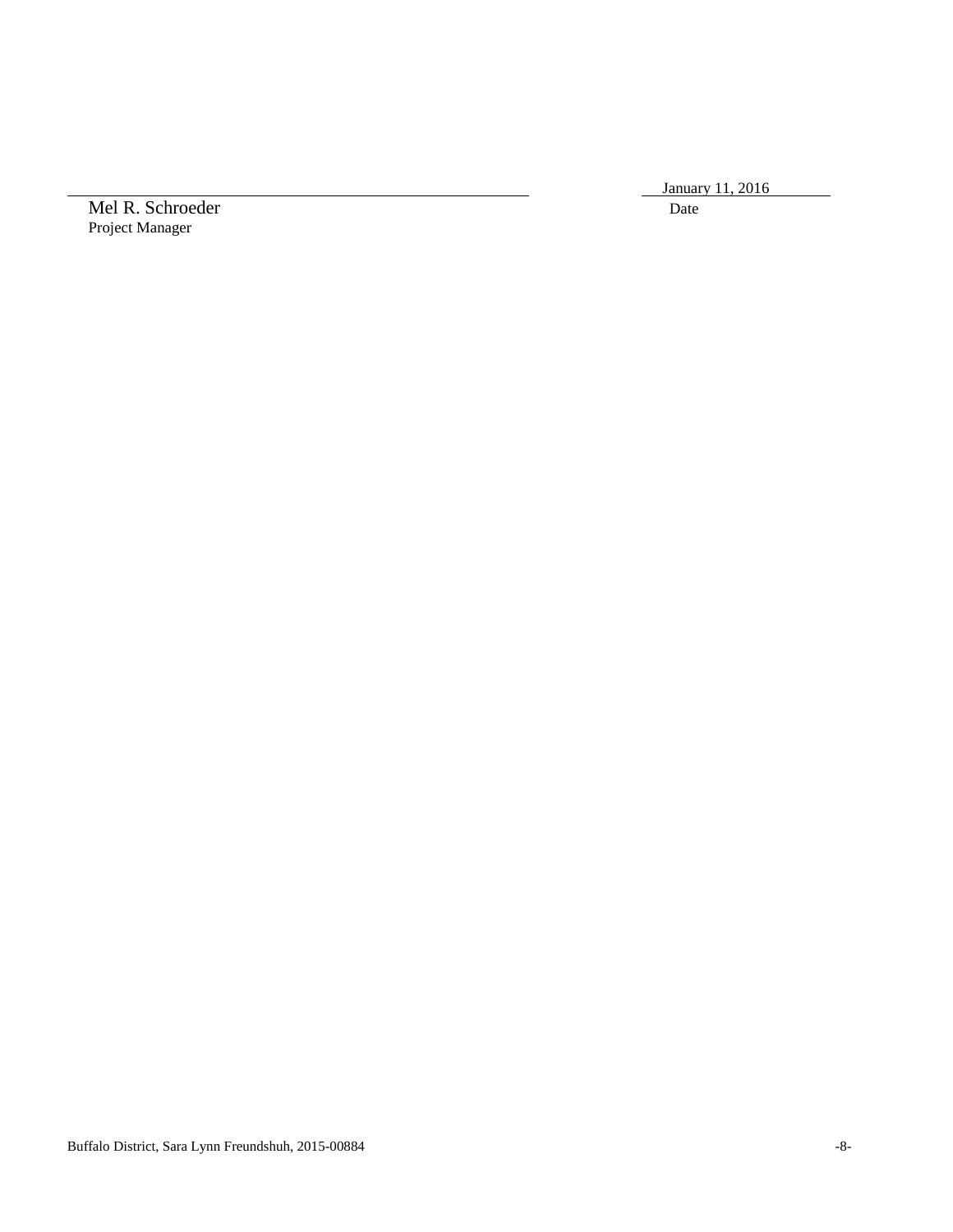Mel R. Schroeder
Project Manager

January 11, 2016
Date